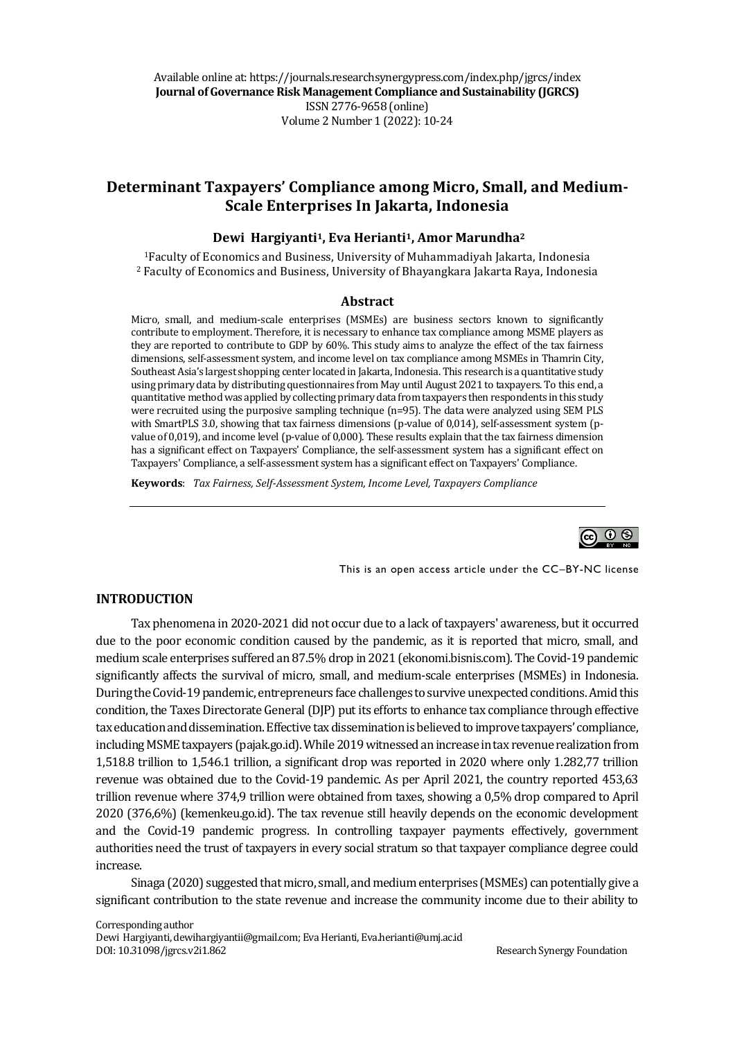Available online at: https://journals.researchsynergypress.com/index.php/jgrcs/index
**Journal of Governance Risk Management Compliance and Sustainability (JGRCS)**
ISSN 2776-9658 (online)
Volume 2 Number 1 (2022): 10-24

# Determinant Taxpayers' Compliance among Micro, Small, and Medium-Scale Enterprises In Jakarta, Indonesia

**Dewi Hargiyanti[1], Eva Herianti[1], Amor Marundha[2]**

[1]Faculty of Economics and Business, University of Muhammadiyah Jakarta, Indonesia
[2] Faculty of Economics and Business, University of Bhayangkara Jakarta Raya, Indonesia

## Abstract

Micro, small, and medium-scale enterprises (MSMEs) are business sectors known to significantly contribute to employment. Therefore, it is necessary to enhance tax compliance among MSME players as they are reported to contribute to GDP by 60%. This study aims to analyze the effect of the tax fairness dimensions, self-assessment system, and income level on tax compliance among MSMEs in Thamrin City, Southeast Asia's largest shopping center located in Jakarta, Indonesia. This research is a quantitative study using primary data by distributing questionnaires from May until August 2021 to taxpayers. To this end, a quantitative method was applied by collecting primary data from taxpayers then respondents in this study were recruited using the purposive sampling technique (n=95). The data were analyzed using SEM PLS with SmartPLS 3.0, showing that tax fairness dimensions (p-value of 0,014), self-assessment system (p-value of 0,019), and income level (p-value of 0,000). These results explain that the tax fairness dimension has a significant effect on Taxpayers' Compliance, the self-assessment system has a significant effect on Taxpayers' Compliance, a self-assessment system has a significant effect on Taxpayers' Compliance.

**Keywords**: *Tax Fairness, Self-Assessment System, Income Level, Taxpayers Compliance*

This is an open access article under the CC–BY-NC license

## INTRODUCTION

Tax phenomena in 2020-2021 did not occur due to a lack of taxpayers' awareness, but it occurred due to the poor economic condition caused by the pandemic, as it is reported that micro, small, and medium scale enterprises suffered an 87.5% drop in 2021 (ekonomi.bisnis.com). The Covid-19 pandemic significantly affects the survival of micro, small, and medium-scale enterprises (MSMEs) in Indonesia. During the Covid-19 pandemic, entrepreneurs face challenges to survive unexpected conditions. Amid this condition, the Taxes Directorate General (DJP) put its efforts to enhance tax compliance through effective tax education and dissemination. Effective tax dissemination is believed to improve taxpayers' compliance, including MSME taxpayers (pajak.go.id). While 2019 witnessed an increase in tax revenue realization from 1,518.8 trillion to 1,546.1 trillion, a significant drop was reported in 2020 where only 1.282,77 trillion revenue was obtained due to the Covid-19 pandemic. As per April 2021, the country reported 453,63 trillion revenue where 374,9 trillion were obtained from taxes, showing a 0,5% drop compared to April 2020 (376,6%) (kemenkeu.go.id). The tax revenue still heavily depends on the economic development and the Covid-19 pandemic progress. In controlling taxpayer payments effectively, government authorities need the trust of taxpayers in every social stratum so that taxpayer compliance degree could increase.

Sinaga (2020) suggested that micro, small, and medium enterprises (MSMEs) can potentially give a significant contribution to the state revenue and increase the community income due to their ability to

Corresponding author
Dewi Hargiyanti, dewihargiyantii@gmail.com; Eva Herianti, Eva.herianti@umj.ac.id
DOI: 10.31098/jgrcs.v2i1.862 Research Synergy Foundation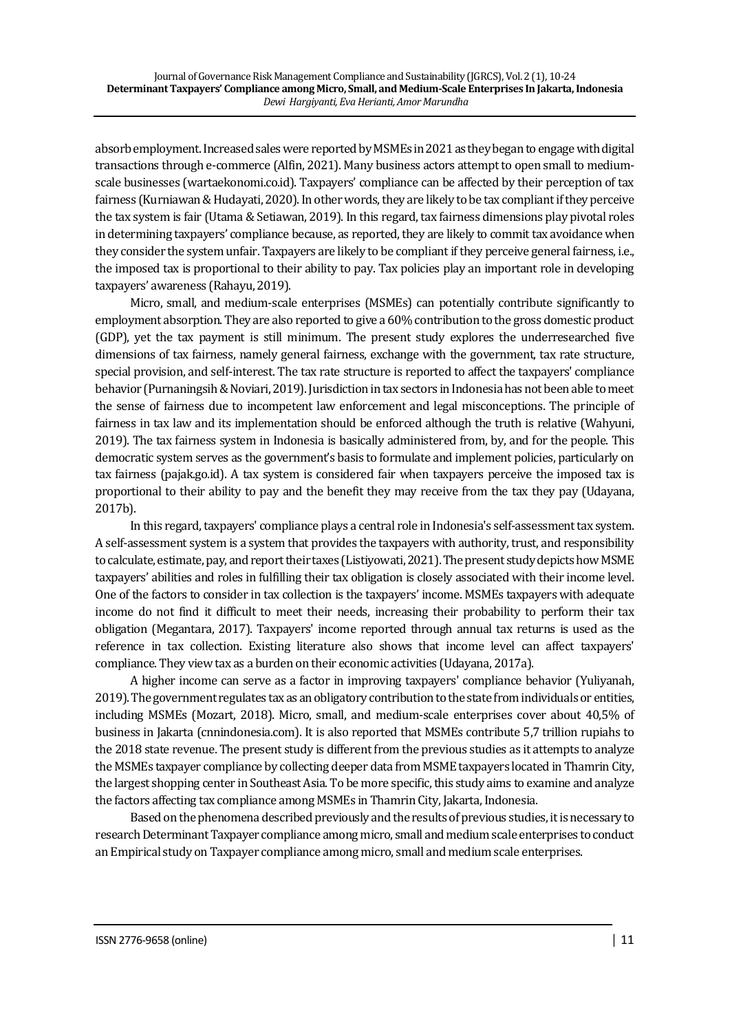absorb employment. Increased sales were reported by MSMEs in 2021 as they began to engage with digital transactions through e-commerce (Alfin, 2021). Many business actors attempt to open small to medium-scale businesses (wartaekonomi.co.id). Taxpayers' compliance can be affected by their perception of tax fairness (Kurniawan & Hudayati, 2020). In other words, they are likely to be tax compliant if they perceive the tax system is fair (Utama & Setiawan, 2019). In this regard, tax fairness dimensions play pivotal roles in determining taxpayers' compliance because, as reported, they are likely to commit tax avoidance when they consider the system unfair. Taxpayers are likely to be compliant if they perceive general fairness, i.e., the imposed tax is proportional to their ability to pay. Tax policies play an important role in developing taxpayers' awareness (Rahayu, 2019).

Micro, small, and medium-scale enterprises (MSMEs) can potentially contribute significantly to employment absorption. They are also reported to give a 60% contribution to the gross domestic product (GDP), yet the tax payment is still minimum. The present study explores the underresearched five dimensions of tax fairness, namely general fairness, exchange with the government, tax rate structure, special provision, and self-interest. The tax rate structure is reported to affect the taxpayers' compliance behavior (Purnaningsih & Noviari, 2019). Jurisdiction in tax sectors in Indonesia has not been able to meet the sense of fairness due to incompetent law enforcement and legal misconceptions. The principle of fairness in tax law and its implementation should be enforced although the truth is relative (Wahyuni, 2019). The tax fairness system in Indonesia is basically administered from, by, and for the people. This democratic system serves as the government's basis to formulate and implement policies, particularly on tax fairness (pajak.go.id). A tax system is considered fair when taxpayers perceive the imposed tax is proportional to their ability to pay and the benefit they may receive from the tax they pay (Udayana, 2017b).

In this regard, taxpayers' compliance plays a central role in Indonesia's self-assessment tax system. A self-assessment system is a system that provides the taxpayers with authority, trust, and responsibility to calculate, estimate, pay, and report their taxes (Listiyowati, 2021). The present study depicts how MSME taxpayers' abilities and roles in fulfilling their tax obligation is closely associated with their income level. One of the factors to consider in tax collection is the taxpayers' income. MSMEs taxpayers with adequate income do not find it difficult to meet their needs, increasing their probability to perform their tax obligation (Megantara, 2017). Taxpayers' income reported through annual tax returns is used as the reference in tax collection. Existing literature also shows that income level can affect taxpayers' compliance. They view tax as a burden on their economic activities (Udayana, 2017a).

A higher income can serve as a factor in improving taxpayers' compliance behavior (Yuliyanah, 2019). The government regulates tax as an obligatory contribution to the state from individuals or entities, including MSMEs (Mozart, 2018). Micro, small, and medium-scale enterprises cover about 40,5% of business in Jakarta (cnnindonesia.com). It is also reported that MSMEs contribute 5,7 trillion rupiahs to the 2018 state revenue. The present study is different from the previous studies as it attempts to analyze the MSMEs taxpayer compliance by collecting deeper data from MSME taxpayers located in Thamrin City, the largest shopping center in Southeast Asia. To be more specific, this study aims to examine and analyze the factors affecting tax compliance among MSMEs in Thamrin City, Jakarta, Indonesia.

Based on the phenomena described previously and the results of previous studies, it is necessary to research Determinant Taxpayer compliance among micro, small and medium scale enterprises to conduct an Empirical study on Taxpayer compliance among micro, small and medium scale enterprises.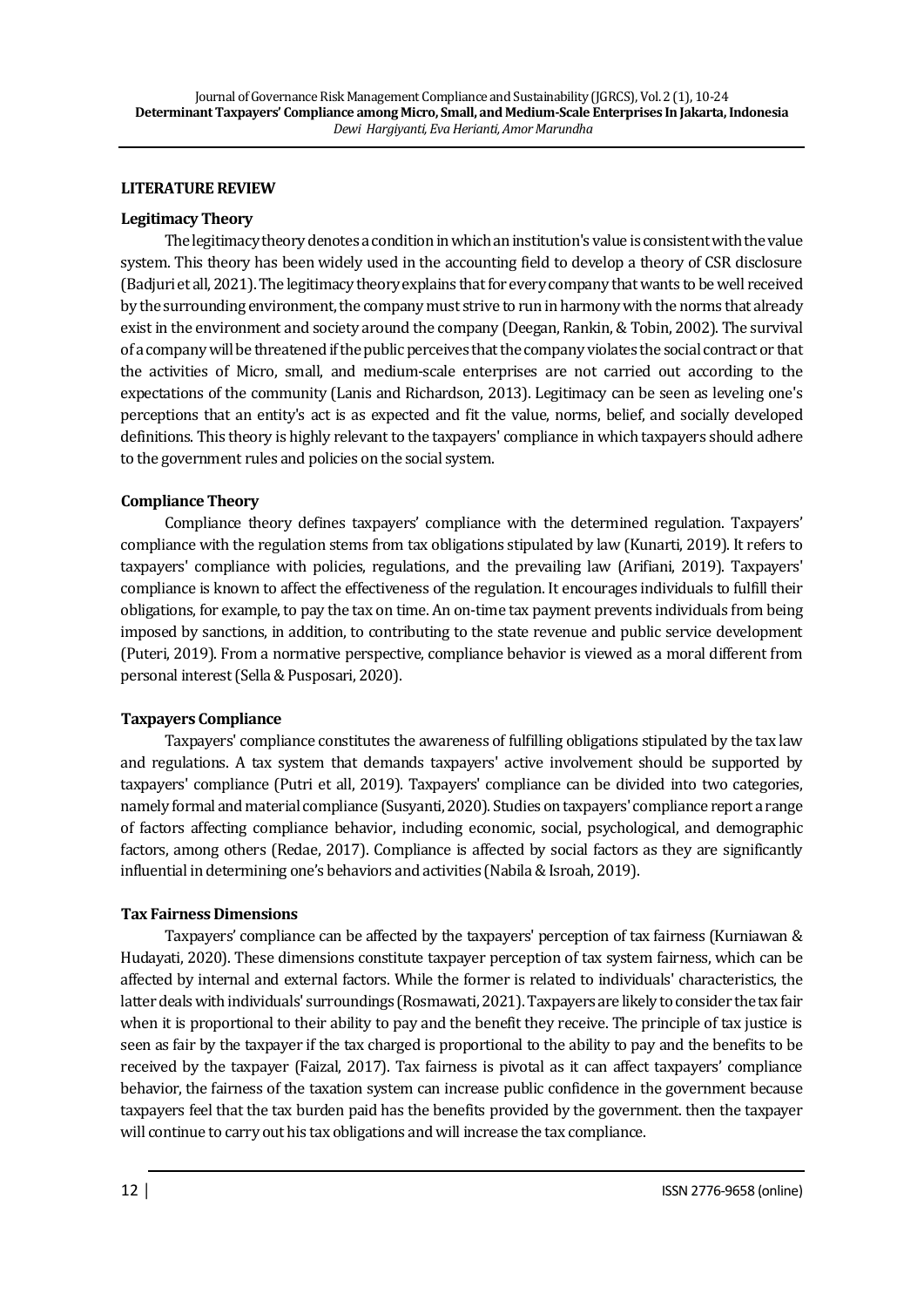## LITERATURE REVIEW

### Legitimacy Theory

The legitimacy theory denotes a condition in which an institution's value is consistent with the value system. This theory has been widely used in the accounting field to develop a theory of CSR disclosure (Badjuri et all, 2021). The legitimacy theory explains that for every company that wants to be well received by the surrounding environment, the company must strive to run in harmony with the norms that already exist in the environment and society around the company (Deegan, Rankin, & Tobin, 2002). The survival of a company will be threatened if the public perceives that the company violates the social contract or that the activities of Micro, small, and medium-scale enterprises are not carried out according to the expectations of the community (Lanis and Richardson, 2013). Legitimacy can be seen as leveling one's perceptions that an entity's act is as expected and fit the value, norms, belief, and socially developed definitions. This theory is highly relevant to the taxpayers' compliance in which taxpayers should adhere to the government rules and policies on the social system.

### Compliance Theory

Compliance theory defines taxpayers' compliance with the determined regulation. Taxpayers' compliance with the regulation stems from tax obligations stipulated by law (Kunarti, 2019). It refers to taxpayers' compliance with policies, regulations, and the prevailing law (Arifiani, 2019). Taxpayers' compliance is known to affect the effectiveness of the regulation. It encourages individuals to fulfill their obligations, for example, to pay the tax on time. An on-time tax payment prevents individuals from being imposed by sanctions, in addition, to contributing to the state revenue and public service development (Puteri, 2019). From a normative perspective, compliance behavior is viewed as a moral different from personal interest (Sella & Pusposari, 2020).

### Taxpayers Compliance

Taxpayers' compliance constitutes the awareness of fulfilling obligations stipulated by the tax law and regulations. A tax system that demands taxpayers' active involvement should be supported by taxpayers' compliance (Putri et all, 2019). Taxpayers' compliance can be divided into two categories, namely formal and material compliance (Susyanti, 2020). Studies on taxpayers' compliance report a range of factors affecting compliance behavior, including economic, social, psychological, and demographic factors, among others (Redae, 2017). Compliance is affected by social factors as they are significantly influential in determining one's behaviors and activities (Nabila & Isroah, 2019).

### Tax Fairness Dimensions

Taxpayers' compliance can be affected by the taxpayers' perception of tax fairness (Kurniawan & Hudayati, 2020). These dimensions constitute taxpayer perception of tax system fairness, which can be affected by internal and external factors. While the former is related to individuals' characteristics, the latter deals with individuals' surroundings (Rosmawati, 2021). Taxpayers are likely to consider the tax fair when it is proportional to their ability to pay and the benefit they receive. The principle of tax justice is seen as fair by the taxpayer if the tax charged is proportional to the ability to pay and the benefits to be received by the taxpayer (Faizal, 2017). Tax fairness is pivotal as it can affect taxpayers' compliance behavior, the fairness of the taxation system can increase public confidence in the government because taxpayers feel that the tax burden paid has the benefits provided by the government. then the taxpayer will continue to carry out his tax obligations and will increase the tax compliance.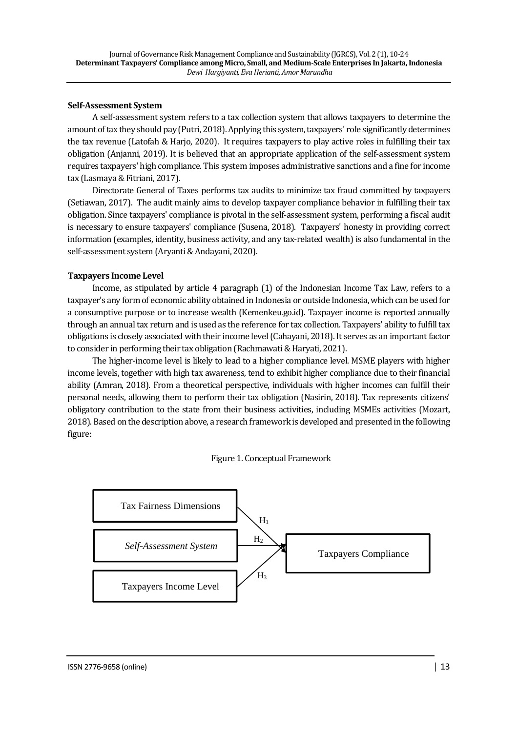**Self-Assessment System**

A self-assessment system refers to a tax collection system that allows taxpayers to determine the amount of tax they should pay (Putri, 2018). Applying this system, taxpayers' role significantly determines the tax revenue (Latofah & Harjo, 2020). It requires taxpayers to play active roles in fulfilling their tax obligation (Anjanni, 2019). It is believed that an appropriate application of the self-assessment system requires taxpayers' high compliance. This system imposes administrative sanctions and a fine for income tax (Lasmaya & Fitriani, 2017).

Directorate General of Taxes performs tax audits to minimize tax fraud committed by taxpayers (Setiawan, 2017). The audit mainly aims to develop taxpayer compliance behavior in fulfilling their tax obligation. Since taxpayers' compliance is pivotal in the self-assessment system, performing a fiscal audit is necessary to ensure taxpayers' compliance (Susena, 2018). Taxpayers' honesty in providing correct information (examples, identity, business activity, and any tax-related wealth) is also fundamental in the self-assessment system (Aryanti & Andayani, 2020).

**Taxpayers Income Level**

Income, as stipulated by article 4 paragraph (1) of the Indonesian Income Tax Law, refers to a taxpayer's any form of economic ability obtained in Indonesia or outside Indonesia, which can be used for a consumptive purpose or to increase wealth (Kemenkeu.go.id). Taxpayer income is reported annually through an annual tax return and is used as the reference for tax collection. Taxpayers' ability to fulfill tax obligations is closely associated with their income level (Cahayani, 2018). It serves as an important factor to consider in performing their tax obligation (Rachmawati & Haryati, 2021).

The higher-income level is likely to lead to a higher compliance level. MSME players with higher income levels, together with high tax awareness, tend to exhibit higher compliance due to their financial ability (Amran, 2018). From a theoretical perspective, individuals with higher incomes can fulfill their personal needs, allowing them to perform their tax obligation (Nasirin, 2018). Tax represents citizens' obligatory contribution to the state from their business activities, including MSMEs activities (Mozart, 2018). Based on the description above, a research framework is developed and presented in the following figure:

Figure 1. Conceptual Framework

Tax Fairness Dimensions → ($H_1$) → Taxpayers Compliance

*Self-Assessment System* → ($H_2$) → Taxpayers Compliance

Taxpayers Income Level → ($H_3$) → Taxpayers Compliance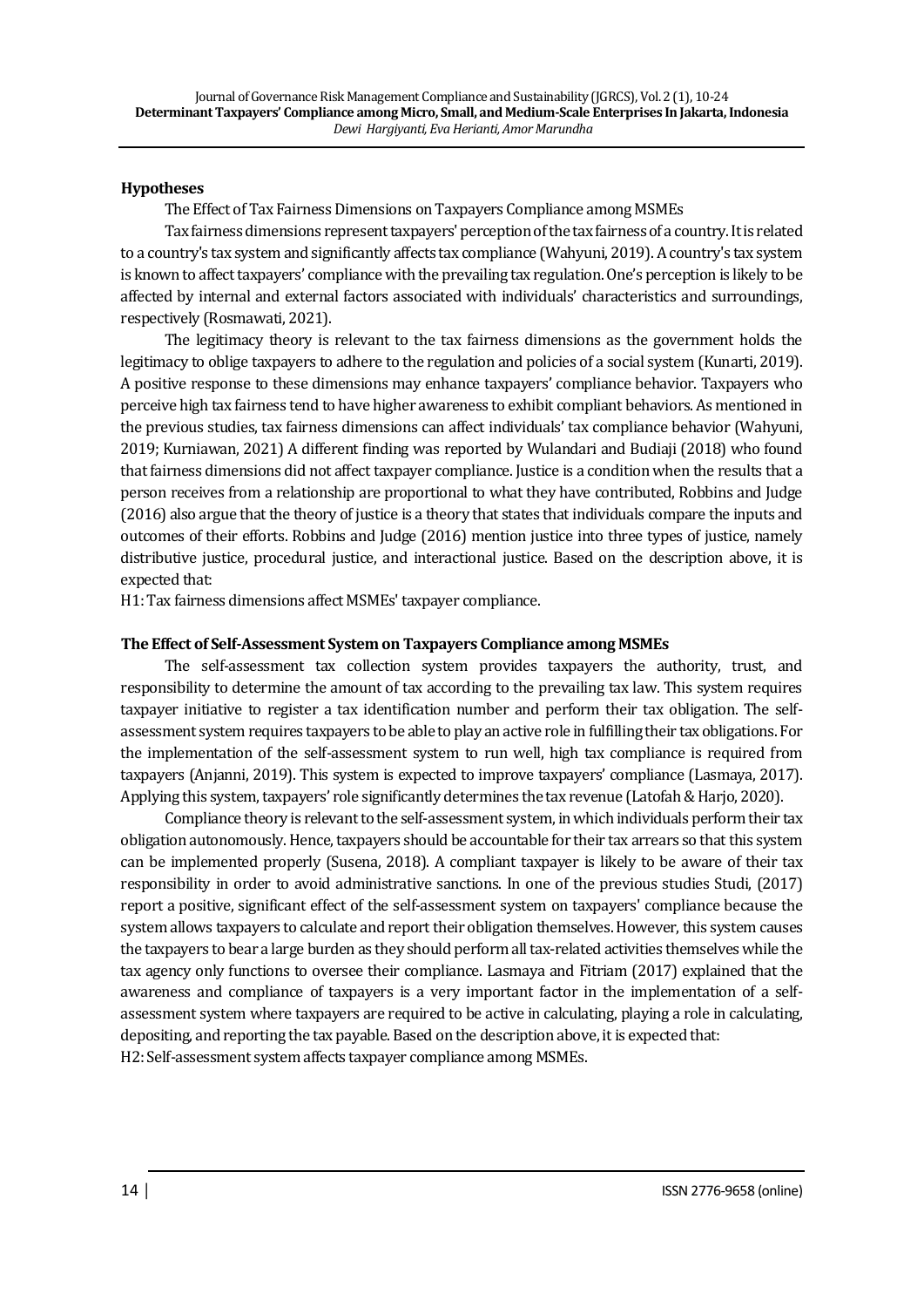**Hypotheses**

The Effect of Tax Fairness Dimensions on Taxpayers Compliance among MSMEs

Tax fairness dimensions represent taxpayers' perception of the tax fairness of a country. It is related to a country's tax system and significantly affects tax compliance (Wahyuni, 2019). A country's tax system is known to affect taxpayers' compliance with the prevailing tax regulation. One's perception is likely to be affected by internal and external factors associated with individuals' characteristics and surroundings, respectively (Rosmawati, 2021).

The legitimacy theory is relevant to the tax fairness dimensions as the government holds the legitimacy to oblige taxpayers to adhere to the regulation and policies of a social system (Kunarti, 2019). A positive response to these dimensions may enhance taxpayers' compliance behavior. Taxpayers who perceive high tax fairness tend to have higher awareness to exhibit compliant behaviors. As mentioned in the previous studies, tax fairness dimensions can affect individuals' tax compliance behavior (Wahyuni, 2019; Kurniawan, 2021) A different finding was reported by Wulandari and Budiaji (2018) who found that fairness dimensions did not affect taxpayer compliance. Justice is a condition when the results that a person receives from a relationship are proportional to what they have contributed, Robbins and Judge (2016) also argue that the theory of justice is a theory that states that individuals compare the inputs and outcomes of their efforts. Robbins and Judge (2016) mention justice into three types of justice, namely distributive justice, procedural justice, and interactional justice. Based on the description above, it is expected that:

H1: Tax fairness dimensions affect MSMEs' taxpayer compliance.

**The Effect of Self-Assessment System on Taxpayers Compliance among MSMEs**

The self-assessment tax collection system provides taxpayers the authority, trust, and responsibility to determine the amount of tax according to the prevailing tax law. This system requires taxpayer initiative to register a tax identification number and perform their tax obligation. The self-assessment system requires taxpayers to be able to play an active role in fulfilling their tax obligations. For the implementation of the self-assessment system to run well, high tax compliance is required from taxpayers (Anjanni, 2019). This system is expected to improve taxpayers' compliance (Lasmaya, 2017). Applying this system, taxpayers' role significantly determines the tax revenue (Latofah & Harjo, 2020).

Compliance theory is relevant to the self-assessment system, in which individuals perform their tax obligation autonomously. Hence, taxpayers should be accountable for their tax arrears so that this system can be implemented properly (Susena, 2018). A compliant taxpayer is likely to be aware of their tax responsibility in order to avoid administrative sanctions. In one of the previous studies Studi, (2017) report a positive, significant effect of the self-assessment system on taxpayers' compliance because the system allows taxpayers to calculate and report their obligation themselves. However, this system causes the taxpayers to bear a large burden as they should perform all tax-related activities themselves while the tax agency only functions to oversee their compliance. Lasmaya and Fitriam (2017) explained that the awareness and compliance of taxpayers is a very important factor in the implementation of a self-assessment system where taxpayers are required to be active in calculating, playing a role in calculating, depositing, and reporting the tax payable. Based on the description above, it is expected that:

H2: Self-assessment system affects taxpayer compliance among MSMEs.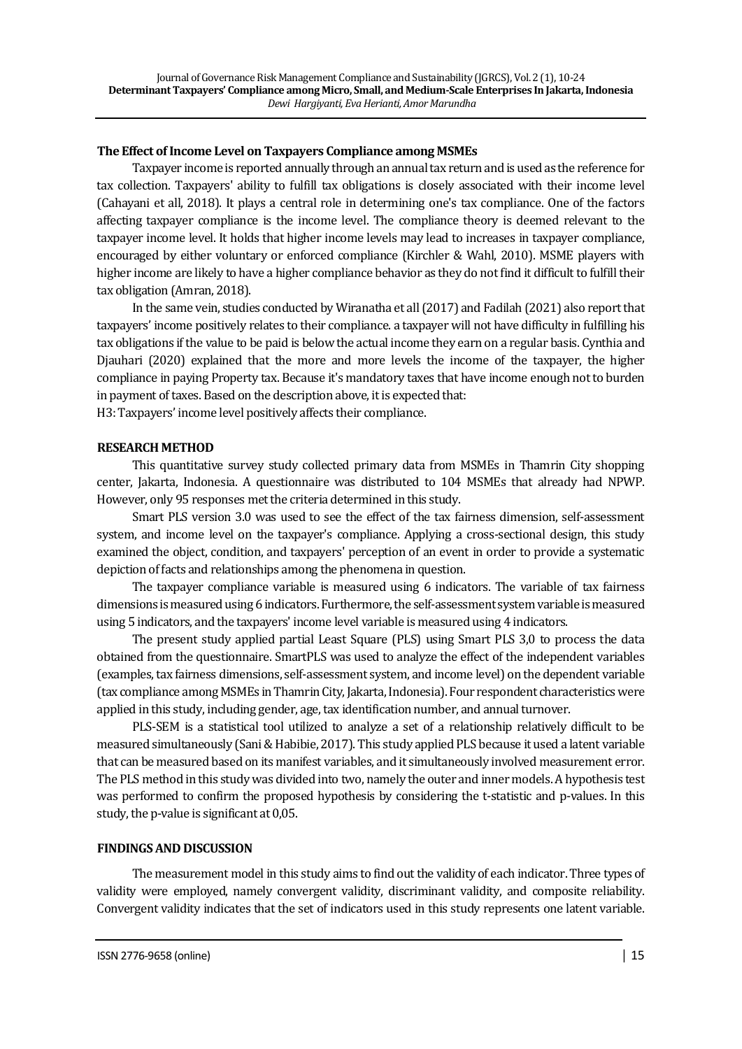### The Effect of Income Level on Taxpayers Compliance among MSMEs

Taxpayer income is reported annually through an annual tax return and is used as the reference for tax collection. Taxpayers' ability to fulfill tax obligations is closely associated with their income level (Cahayani et all, 2018). It plays a central role in determining one's tax compliance. One of the factors affecting taxpayer compliance is the income level. The compliance theory is deemed relevant to the taxpayer income level. It holds that higher income levels may lead to increases in taxpayer compliance, encouraged by either voluntary or enforced compliance (Kirchler & Wahl, 2010). MSME players with higher income are likely to have a higher compliance behavior as they do not find it difficult to fulfill their tax obligation (Amran, 2018).

In the same vein, studies conducted by Wiranatha et all (2017) and Fadilah (2021) also report that taxpayers' income positively relates to their compliance. a taxpayer will not have difficulty in fulfilling his tax obligations if the value to be paid is below the actual income they earn on a regular basis. Cynthia and Djauhari (2020) explained that the more and more levels the income of the taxpayer, the higher compliance in paying Property tax. Because it's mandatory taxes that have income enough not to burden in payment of taxes. Based on the description above, it is expected that:

H3: Taxpayers' income level positively affects their compliance.

## RESEARCH METHOD

This quantitative survey study collected primary data from MSMEs in Thamrin City shopping center, Jakarta, Indonesia. A questionnaire was distributed to 104 MSMEs that already had NPWP. However, only 95 responses met the criteria determined in this study.

Smart PLS version 3.0 was used to see the effect of the tax fairness dimension, self-assessment system, and income level on the taxpayer's compliance. Applying a cross-sectional design, this study examined the object, condition, and taxpayers' perception of an event in order to provide a systematic depiction of facts and relationships among the phenomena in question.

The taxpayer compliance variable is measured using 6 indicators. The variable of tax fairness dimensions is measured using 6 indicators. Furthermore, the self-assessment system variable is measured using 5 indicators, and the taxpayers' income level variable is measured using 4 indicators.

The present study applied partial Least Square (PLS) using Smart PLS 3,0 to process the data obtained from the questionnaire. SmartPLS was used to analyze the effect of the independent variables (examples, tax fairness dimensions, self-assessment system, and income level) on the dependent variable (tax compliance among MSMEs in Thamrin City, Jakarta, Indonesia). Four respondent characteristics were applied in this study, including gender, age, tax identification number, and annual turnover.

PLS-SEM is a statistical tool utilized to analyze a set of a relationship relatively difficult to be measured simultaneously (Sani & Habibie, 2017). This study applied PLS because it used a latent variable that can be measured based on its manifest variables, and it simultaneously involved measurement error. The PLS method in this study was divided into two, namely the outer and inner models. A hypothesis test was performed to confirm the proposed hypothesis by considering the t-statistic and p-values. In this study, the p-value is significant at 0,05.

## FINDINGS AND DISCUSSION

The measurement model in this study aims to find out the validity of each indicator. Three types of validity were employed, namely convergent validity, discriminant validity, and composite reliability. Convergent validity indicates that the set of indicators used in this study represents one latent variable.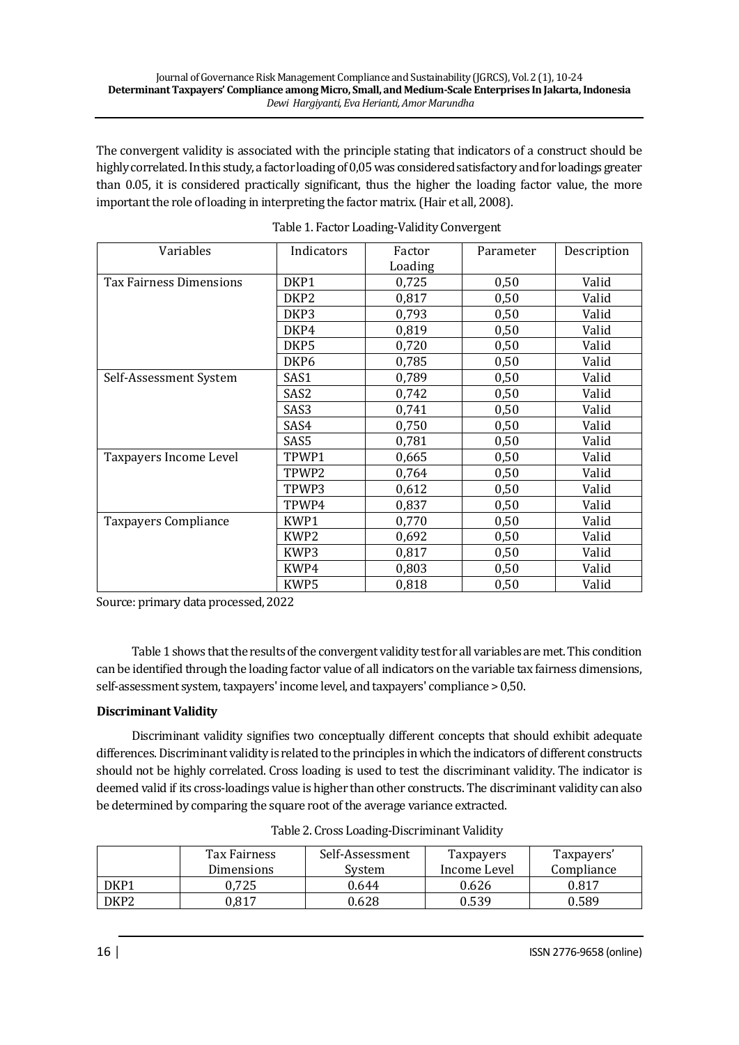The convergent validity is associated with the principle stating that indicators of a construct should be highly correlated. In this study, a factor loading of 0,05 was considered satisfactory and for loadings greater than 0.05, it is considered practically significant, thus the higher the loading factor value, the more important the role of loading in interpreting the factor matrix. (Hair et all, 2008).

Table 1. Factor Loading-Validity Convergent

| Variables | Indicators | Factor Loading | Parameter | Description |
|---|---|---|---|---|
| Tax Fairness Dimensions | DKP1 | 0,725 | 0,50 | Valid |
| | DKP2 | 0,817 | 0,50 | Valid |
| | DKP3 | 0,793 | 0,50 | Valid |
| | DKP4 | 0,819 | 0,50 | Valid |
| | DKP5 | 0,720 | 0,50 | Valid |
| | DKP6 | 0,785 | 0,50 | Valid |
| Self-Assessment System | SAS1 | 0,789 | 0,50 | Valid |
| | SAS2 | 0,742 | 0,50 | Valid |
| | SAS3 | 0,741 | 0,50 | Valid |
| | SAS4 | 0,750 | 0,50 | Valid |
| | SAS5 | 0,781 | 0,50 | Valid |
| Taxpayers Income Level | TPWP1 | 0,665 | 0,50 | Valid |
| | TPWP2 | 0,764 | 0,50 | Valid |
| | TPWP3 | 0,612 | 0,50 | Valid |
| | TPWP4 | 0,837 | 0,50 | Valid |
| Taxpayers Compliance | KWP1 | 0,770 | 0,50 | Valid |
| | KWP2 | 0,692 | 0,50 | Valid |
| | KWP3 | 0,817 | 0,50 | Valid |
| | KWP4 | 0,803 | 0,50 | Valid |
| | KWP5 | 0,818 | 0,50 | Valid |

Source: primary data processed, 2022

Table 1 shows that the results of the convergent validity test for all variables are met. This condition can be identified through the loading factor value of all indicators on the variable tax fairness dimensions, self-assessment system, taxpayers' income level, and taxpayers' compliance > 0,50.

**Discriminant Validity**

Discriminant validity signifies two conceptually different concepts that should exhibit adequate differences. Discriminant validity is related to the principles in which the indicators of different constructs should not be highly correlated. Cross loading is used to test the discriminant validity. The indicator is deemed valid if its cross-loadings value is higher than other constructs. The discriminant validity can also be determined by comparing the square root of the average variance extracted.

Table 2. Cross Loading-Discriminant Validity

| | Tax Fairness Dimensions | Self-Assessment System | Taxpayers Income Level | Taxpayers' Compliance |
|---|---|---|---|---|
| DKP1 | 0,725 | 0.644 | 0.626 | 0.817 |
| DKP2 | 0,817 | 0.628 | 0.539 | 0.589 |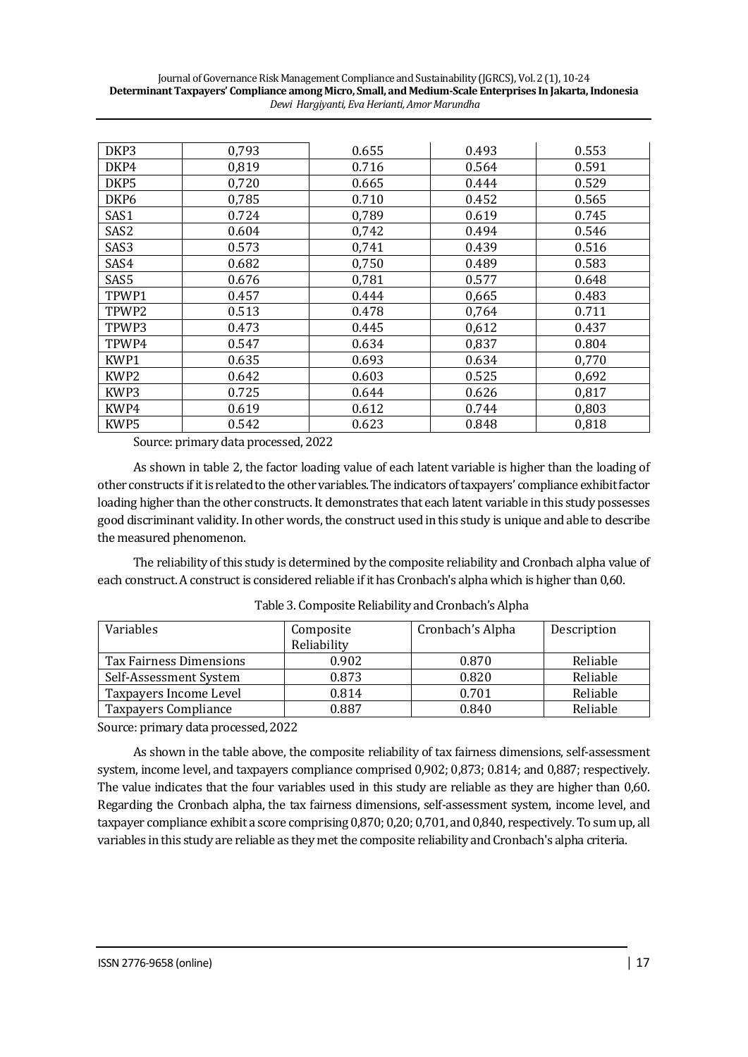| DKP3 | 0,793 | 0.655 | 0.493 | 0.553 |
|---|---|---|---|---|
| DKP4 | 0,819 | 0.716 | 0.564 | 0.591 |
| DKP5 | 0,720 | 0.665 | 0.444 | 0.529 |
| DKP6 | 0,785 | 0.710 | 0.452 | 0.565 |
| SAS1 | 0.724 | 0,789 | 0.619 | 0.745 |
| SAS2 | 0.604 | 0,742 | 0.494 | 0.546 |
| SAS3 | 0.573 | 0,741 | 0.439 | 0.516 |
| SAS4 | 0.682 | 0,750 | 0.489 | 0.583 |
| SAS5 | 0.676 | 0,781 | 0.577 | 0.648 |
| TPWP1 | 0.457 | 0.444 | 0,665 | 0.483 |
| TPWP2 | 0.513 | 0.478 | 0,764 | 0.711 |
| TPWP3 | 0.473 | 0.445 | 0,612 | 0.437 |
| TPWP4 | 0.547 | 0.634 | 0,837 | 0.804 |
| KWP1 | 0.635 | 0.693 | 0.634 | 0,770 |
| KWP2 | 0.642 | 0.603 | 0.525 | 0,692 |
| KWP3 | 0.725 | 0.644 | 0.626 | 0,817 |
| KWP4 | 0.619 | 0.612 | 0.744 | 0,803 |
| KWP5 | 0.542 | 0.623 | 0.848 | 0,818 |

Source: primary data processed, 2022

As shown in table 2, the factor loading value of each latent variable is higher than the loading of other constructs if it is related to the other variables. The indicators of taxpayers' compliance exhibit factor loading higher than the other constructs. It demonstrates that each latent variable in this study possesses good discriminant validity. In other words, the construct used in this study is unique and able to describe the measured phenomenon.

The reliability of this study is determined by the composite reliability and Cronbach alpha value of each construct. A construct is considered reliable if it has Cronbach's alpha which is higher than 0,60.

Table 3. Composite Reliability and Cronbach's Alpha

| Variables | Composite Reliability | Cronbach's Alpha | Description |
|---|---|---|---|
| Tax Fairness Dimensions | 0.902 | 0.870 | Reliable |
| Self-Assessment System | 0.873 | 0.820 | Reliable |
| Taxpayers Income Level | 0.814 | 0.701 | Reliable |
| Taxpayers Compliance | 0.887 | 0.840 | Reliable |

Source: primary data processed, 2022

As shown in the table above, the composite reliability of tax fairness dimensions, self-assessment system, income level, and taxpayers compliance comprised 0,902; 0,873; 0.814; and 0,887; respectively. The value indicates that the four variables used in this study are reliable as they are higher than 0,60. Regarding the Cronbach alpha, the tax fairness dimensions, self-assessment system, income level, and taxpayer compliance exhibit a score comprising 0,870; 0,20; 0,701, and 0,840, respectively. To sum up, all variables in this study are reliable as they met the composite reliability and Cronbach's alpha criteria.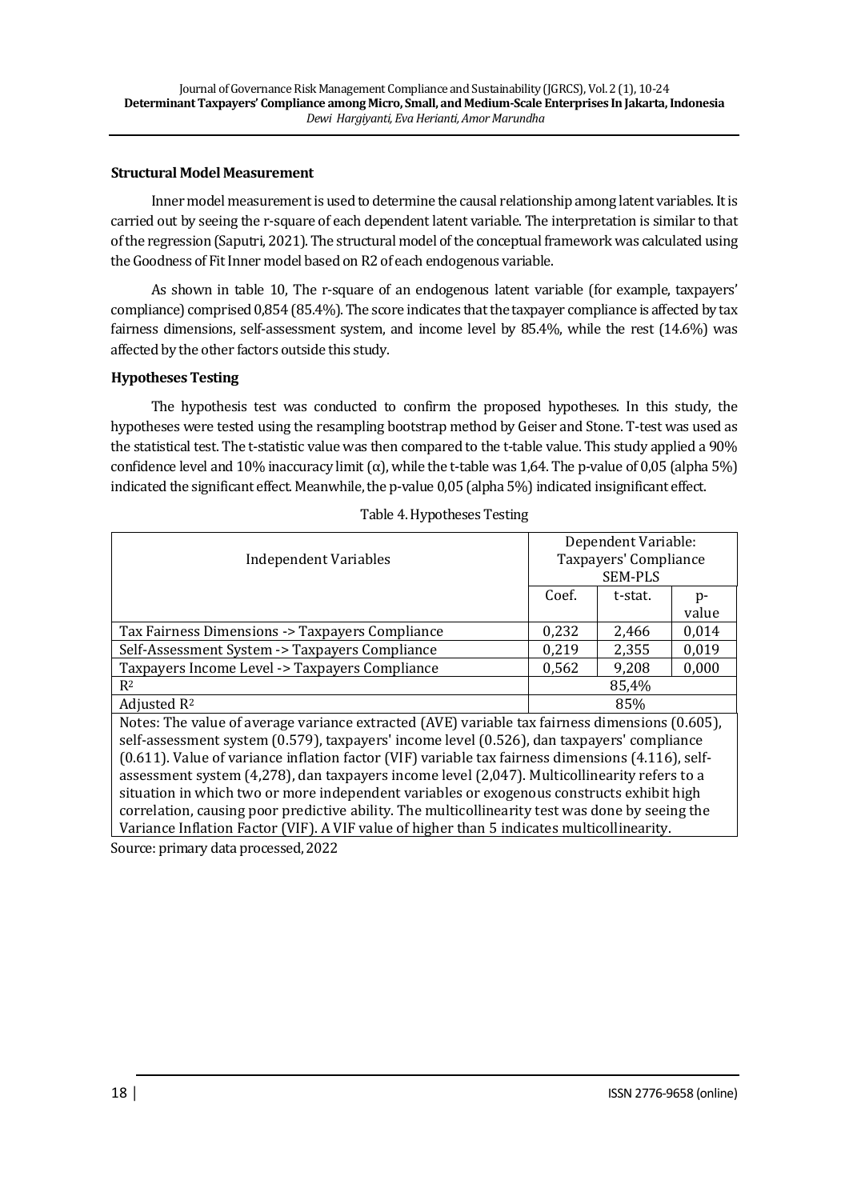### Structural Model Measurement

Inner model measurement is used to determine the causal relationship among latent variables. It is carried out by seeing the r-square of each dependent latent variable. The interpretation is similar to that of the regression (Saputri, 2021). The structural model of the conceptual framework was calculated using the Goodness of Fit Inner model based on R2 of each endogenous variable.

As shown in table 10, The r-square of an endogenous latent variable (for example, taxpayers' compliance) comprised 0,854 (85.4%). The score indicates that the taxpayer compliance is affected by tax fairness dimensions, self-assessment system, and income level by 85.4%, while the rest (14.6%) was affected by the other factors outside this study.

### Hypotheses Testing

The hypothesis test was conducted to confirm the proposed hypotheses. In this study, the hypotheses were tested using the resampling bootstrap method by Geiser and Stone. T-test was used as the statistical test. The t-statistic value was then compared to the t-table value. This study applied a 90% confidence level and 10% inaccuracy limit (α), while the t-table was 1,64. The p-value of 0,05 (alpha 5%) indicated the significant effect. Meanwhile, the p-value 0,05 (alpha 5%) indicated insignificant effect.

Table 4. Hypotheses Testing

| Independent Variables | Dependent Variable: Taxpayers' Compliance SEM-PLS | | |
|---|---|---|---|
| | Coef. | t-stat. | p-value |
| Tax Fairness Dimensions -> Taxpayers Compliance | 0,232 | 2,466 | 0,014 |
| Self-Assessment System -> Taxpayers Compliance | 0,219 | 2,355 | 0,019 |
| Taxpayers Income Level -> Taxpayers Compliance | 0,562 | 9,208 | 0,000 |
| $R^2$ | 85,4% | | |
| Adjusted $R^2$ | 85% | | |

Notes: The value of average variance extracted (AVE) variable tax fairness dimensions (0.605), self-assessment system (0.579), taxpayers' income level (0.526), dan taxpayers' compliance (0.611). Value of variance inflation factor (VIF) variable tax fairness dimensions (4.116), self-assessment system (4,278), dan taxpayers income level (2,047). Multicollinearity refers to a situation in which two or more independent variables or exogenous constructs exhibit high correlation, causing poor predictive ability. The multicollinearity test was done by seeing the Variance Inflation Factor (VIF). A VIF value of higher than 5 indicates multicollinearity.

Source: primary data processed, 2022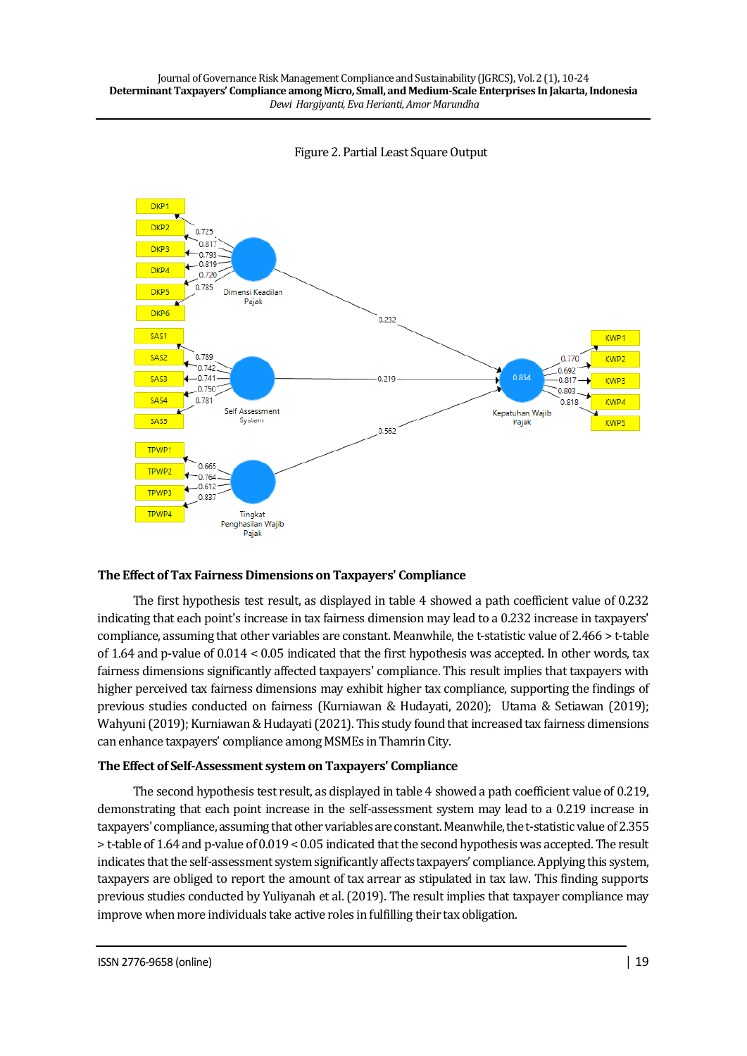Figure 2. Partial Least Square Output

### The Effect of Tax Fairness Dimensions on Taxpayers' Compliance

The first hypothesis test result, as displayed in table 4 showed a path coefficient value of 0.232 indicating that each point's increase in tax fairness dimension may lead to a 0.232 increase in taxpayers' compliance, assuming that other variables are constant. Meanwhile, the t-statistic value of 2.466 > t-table of 1.64 and p-value of 0.014 < 0.05 indicated that the first hypothesis was accepted. In other words, tax fairness dimensions significantly affected taxpayers' compliance. This result implies that taxpayers with higher perceived tax fairness dimensions may exhibit higher tax compliance, supporting the findings of previous studies conducted on fairness (Kurniawan & Hudayati, 2020); Utama & Setiawan (2019); Wahyuni (2019); Kurniawan & Hudayati (2021). This study found that increased tax fairness dimensions can enhance taxpayers' compliance among MSMEs in Thamrin City.

### The Effect of Self-Assessment system on Taxpayers' Compliance

The second hypothesis test result, as displayed in table 4 showed a path coefficient value of 0.219, demonstrating that each point increase in the self-assessment system may lead to a 0.219 increase in taxpayers' compliance, assuming that other variables are constant. Meanwhile, the t-statistic value of 2.355 > t-table of 1.64 and p-value of 0.019 < 0.05 indicated that the second hypothesis was accepted. The result indicates that the self-assessment system significantly affects taxpayers' compliance. Applying this system, taxpayers are obliged to report the amount of tax arrear as stipulated in tax law. This finding supports previous studies conducted by Yuliyanah et al. (2019). The result implies that taxpayer compliance may improve when more individuals take active roles in fulfilling their tax obligation.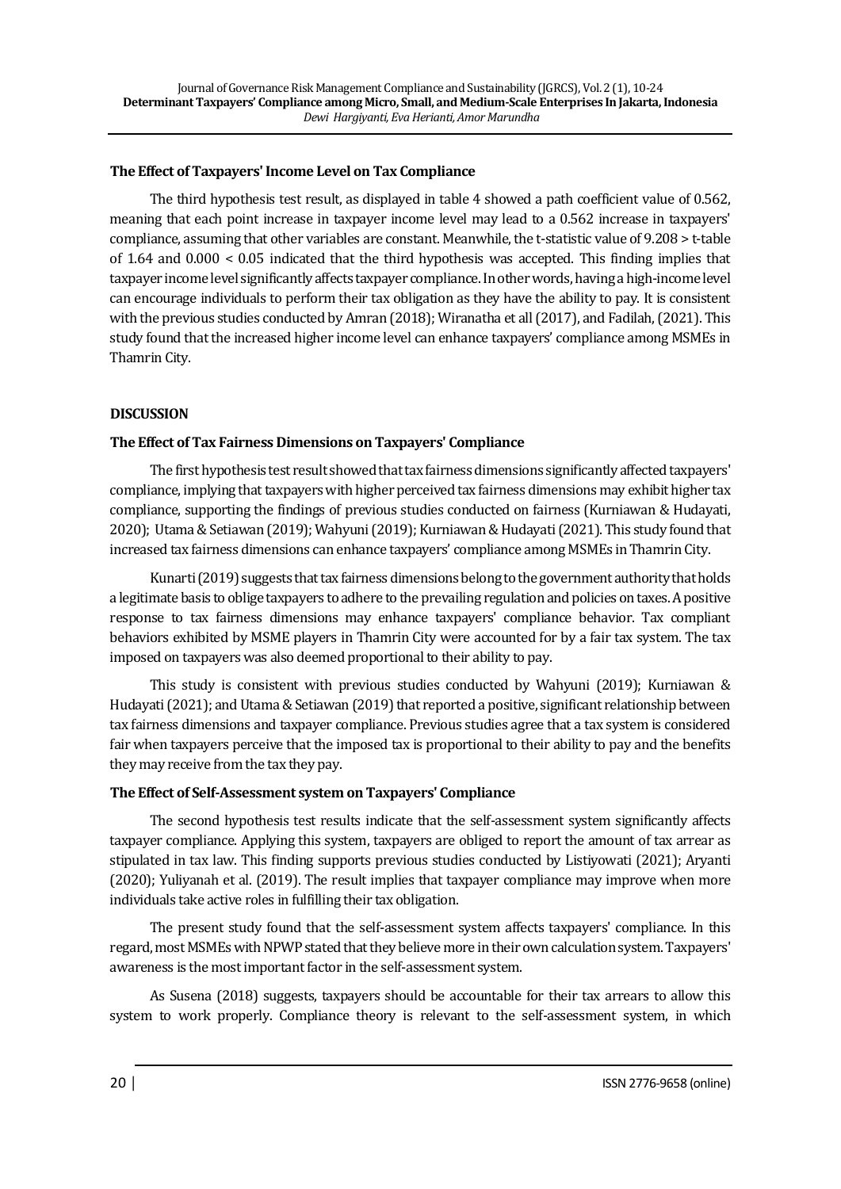### The Effect of Taxpayers' Income Level on Tax Compliance

The third hypothesis test result, as displayed in table 4 showed a path coefficient value of 0.562, meaning that each point increase in taxpayer income level may lead to a 0.562 increase in taxpayers' compliance, assuming that other variables are constant. Meanwhile, the t-statistic value of 9.208 > t-table of 1.64 and 0.000 < 0.05 indicated that the third hypothesis was accepted. This finding implies that taxpayer income level significantly affects taxpayer compliance. In other words, having a high-income level can encourage individuals to perform their tax obligation as they have the ability to pay. It is consistent with the previous studies conducted by Amran (2018); Wiranatha et all (2017), and Fadilah, (2021). This study found that the increased higher income level can enhance taxpayers' compliance among MSMEs in Thamrin City.

## DISCUSSION

### The Effect of Tax Fairness Dimensions on Taxpayers' Compliance

The first hypothesis test result showed that tax fairness dimensions significantly affected taxpayers' compliance, implying that taxpayers with higher perceived tax fairness dimensions may exhibit higher tax compliance, supporting the findings of previous studies conducted on fairness (Kurniawan & Hudayati, 2020); Utama & Setiawan (2019); Wahyuni (2019); Kurniawan & Hudayati (2021). This study found that increased tax fairness dimensions can enhance taxpayers' compliance among MSMEs in Thamrin City.

Kunarti (2019) suggests that tax fairness dimensions belong to the government authority that holds a legitimate basis to oblige taxpayers to adhere to the prevailing regulation and policies on taxes. A positive response to tax fairness dimensions may enhance taxpayers' compliance behavior. Tax compliant behaviors exhibited by MSME players in Thamrin City were accounted for by a fair tax system. The tax imposed on taxpayers was also deemed proportional to their ability to pay.

This study is consistent with previous studies conducted by Wahyuni (2019); Kurniawan & Hudayati (2021); and Utama & Setiawan (2019) that reported a positive, significant relationship between tax fairness dimensions and taxpayer compliance. Previous studies agree that a tax system is considered fair when taxpayers perceive that the imposed tax is proportional to their ability to pay and the benefits they may receive from the tax they pay.

### The Effect of Self-Assessment system on Taxpayers' Compliance

The second hypothesis test results indicate that the self-assessment system significantly affects taxpayer compliance. Applying this system, taxpayers are obliged to report the amount of tax arrear as stipulated in tax law. This finding supports previous studies conducted by Listiyowati (2021); Aryanti (2020); Yuliyanah et al. (2019). The result implies that taxpayer compliance may improve when more individuals take active roles in fulfilling their tax obligation.

The present study found that the self-assessment system affects taxpayers' compliance. In this regard, most MSMEs with NPWP stated that they believe more in their own calculation system. Taxpayers' awareness is the most important factor in the self-assessment system.

As Susena (2018) suggests, taxpayers should be accountable for their tax arrears to allow this system to work properly. Compliance theory is relevant to the self-assessment system, in which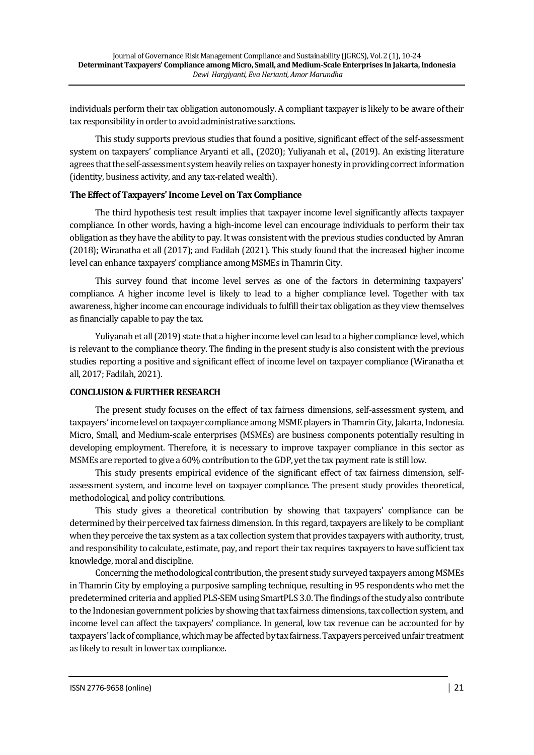individuals perform their tax obligation autonomously. A compliant taxpayer is likely to be aware of their tax responsibility in order to avoid administrative sanctions.

This study supports previous studies that found a positive, significant effect of the self-assessment system on taxpayers' compliance Aryanti et all., (2020); Yuliyanah et al., (2019). An existing literature agrees that the self-assessment system heavily relies on taxpayer honesty in providing correct information (identity, business activity, and any tax-related wealth).

### The Effect of Taxpayers' Income Level on Tax Compliance

The third hypothesis test result implies that taxpayer income level significantly affects taxpayer compliance. In other words, having a high-income level can encourage individuals to perform their tax obligation as they have the ability to pay. It was consistent with the previous studies conducted by Amran (2018); Wiranatha et all (2017); and Fadilah (2021). This study found that the increased higher income level can enhance taxpayers' compliance among MSMEs in Thamrin City.

This survey found that income level serves as one of the factors in determining taxpayers' compliance. A higher income level is likely to lead to a higher compliance level. Together with tax awareness, higher income can encourage individuals to fulfill their tax obligation as they view themselves as financially capable to pay the tax.

Yuliyanah et all (2019) state that a higher income level can lead to a higher compliance level, which is relevant to the compliance theory. The finding in the present study is also consistent with the previous studies reporting a positive and significant effect of income level on taxpayer compliance (Wiranatha et all, 2017; Fadilah, 2021).

## CONCLUSION & FURTHER RESEARCH

The present study focuses on the effect of tax fairness dimensions, self-assessment system, and taxpayers' income level on taxpayer compliance among MSME players in Thamrin City, Jakarta, Indonesia. Micro, Small, and Medium-scale enterprises (MSMEs) are business components potentially resulting in developing employment. Therefore, it is necessary to improve taxpayer compliance in this sector as MSMEs are reported to give a 60% contribution to the GDP, yet the tax payment rate is still low.

This study presents empirical evidence of the significant effect of tax fairness dimension, self-assessment system, and income level on taxpayer compliance. The present study provides theoretical, methodological, and policy contributions.

This study gives a theoretical contribution by showing that taxpayers' compliance can be determined by their perceived tax fairness dimension. In this regard, taxpayers are likely to be compliant when they perceive the tax system as a tax collection system that provides taxpayers with authority, trust, and responsibility to calculate, estimate, pay, and report their tax requires taxpayers to have sufficient tax knowledge, moral and discipline.

Concerning the methodological contribution, the present study surveyed taxpayers among MSMEs in Thamrin City by employing a purposive sampling technique, resulting in 95 respondents who met the predetermined criteria and applied PLS-SEM using SmartPLS 3.0. The findings of the study also contribute to the Indonesian government policies by showing that tax fairness dimensions, tax collection system, and income level can affect the taxpayers' compliance. In general, low tax revenue can be accounted for by taxpayers' lack of compliance, which may be affected by tax fairness. Taxpayers perceived unfair treatment as likely to result in lower tax compliance.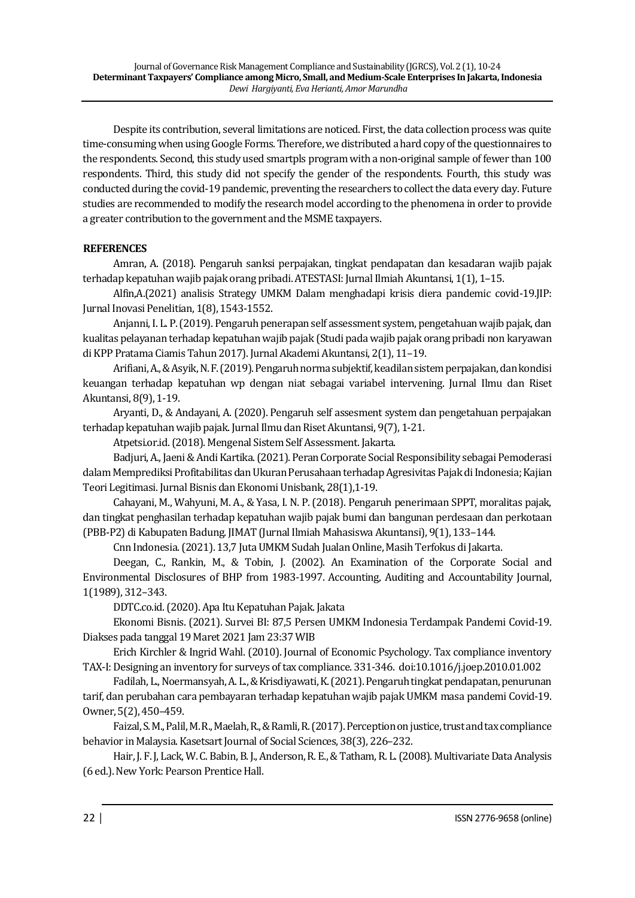Despite its contribution, several limitations are noticed. First, the data collection process was quite time-consuming when using Google Forms. Therefore, we distributed a hard copy of the questionnaires to the respondents. Second, this study used smartpls program with a non-original sample of fewer than 100 respondents. Third, this study did not specify the gender of the respondents. Fourth, this study was conducted during the covid-19 pandemic, preventing the researchers to collect the data every day. Future studies are recommended to modify the research model according to the phenomena in order to provide a greater contribution to the government and the MSME taxpayers.

**REFERENCES**

Amran, A. (2018). Pengaruh sanksi perpajakan, tingkat pendapatan dan kesadaran wajib pajak terhadap kepatuhan wajib pajak orang pribadi. ATESTASI: Jurnal Ilmiah Akuntansi, 1(1), 1–15.

Alfin,A.(2021) analisis Strategy UMKM Dalam menghadapi krisis diera pandemic covid-19.JIP: Jurnal Inovasi Penelitian, 1(8), 1543-1552.

Anjanni, I. L. P. (2019). Pengaruh penerapan self assessment system, pengetahuan wajib pajak, dan kualitas pelayanan terhadap kepatuhan wajib pajak (Studi pada wajib pajak orang pribadi non karyawan di KPP Pratama Ciamis Tahun 2017). Jurnal Akademi Akuntansi, 2(1), 11–19.

Arifiani, A., & Asyik, N. F. (2019). Pengaruh norma subjektif, keadilan sistem perpajakan, dan kondisi keuangan terhadap kepatuhan wp dengan niat sebagai variabel intervening. Jurnal Ilmu dan Riset Akuntansi, 8(9), 1-19.

Aryanti, D., & Andayani, A. (2020). Pengaruh self assesment system dan pengetahuan perpajakan terhadap kepatuhan wajib pajak. Jurnal Ilmu dan Riset Akuntansi, 9(7), 1-21.

Atpetsi.or.id. (2018). Mengenal Sistem Self Assessment. Jakarta.

Badjuri, A., Jaeni & Andi Kartika. (2021). Peran Corporate Social Responsibility sebagai Pemoderasi dalam Memprediksi Profitabilitas dan Ukuran Perusahaan terhadap Agresivitas Pajak di Indonesia; Kajian Teori Legitimasi. Jurnal Bisnis dan Ekonomi Unisbank, 28(1),1-19.

Cahayani, M., Wahyuni, M. A., & Yasa, I. N. P. (2018). Pengaruh penerimaan SPPT, moralitas pajak, dan tingkat penghasilan terhadap kepatuhan wajib pajak bumi dan bangunan perdesaan dan perkotaan (PBB-P2) di Kabupaten Badung. JIMAT (Jurnal Ilmiah Mahasiswa Akuntansi), 9(1), 133–144.

Cnn Indonesia. (2021). 13,7 Juta UMKM Sudah Jualan Online, Masih Terfokus di Jakarta.

Deegan, C., Rankin, M., & Tobin, J. (2002). An Examination of the Corporate Social and Environmental Disclosures of BHP from 1983-1997. Accounting, Auditing and Accountability Journal, 1(1989), 312–343.

DDTC.co.id. (2020). Apa Itu Kepatuhan Pajak. Jakata

Ekonomi Bisnis. (2021). Survei BI: 87,5 Persen UMKM Indonesia Terdampak Pandemi Covid-19. Diakses pada tanggal 19 Maret 2021 Jam 23:37 WIB

Erich Kirchler & Ingrid Wahl. (2010). Journal of Economic Psychology. Tax compliance inventory TAX-I: Designing an inventory for surveys of tax compliance. 331-346. doi:10.1016/j.joep.2010.01.002

Fadilah, L., Noermansyah, A. L., & Krisdiyawati, K. (2021). Pengaruh tingkat pendapatan, penurunan tarif, dan perubahan cara pembayaran terhadap kepatuhan wajib pajak UMKM masa pandemi Covid-19. Owner, 5(2), 450–459.

Faizal, S. M., Palil, M. R., Maelah, R., & Ramli, R. (2017). Perception on justice, trust and tax compliance behavior in Malaysia. Kasetsart Journal of Social Sciences, 38(3), 226–232.

Hair, J. F. J, Lack, W. C. Babin, B. J., Anderson, R. E., & Tatham, R. L. (2008). Multivariate Data Analysis (6 ed.). New York: Pearson Prentice Hall.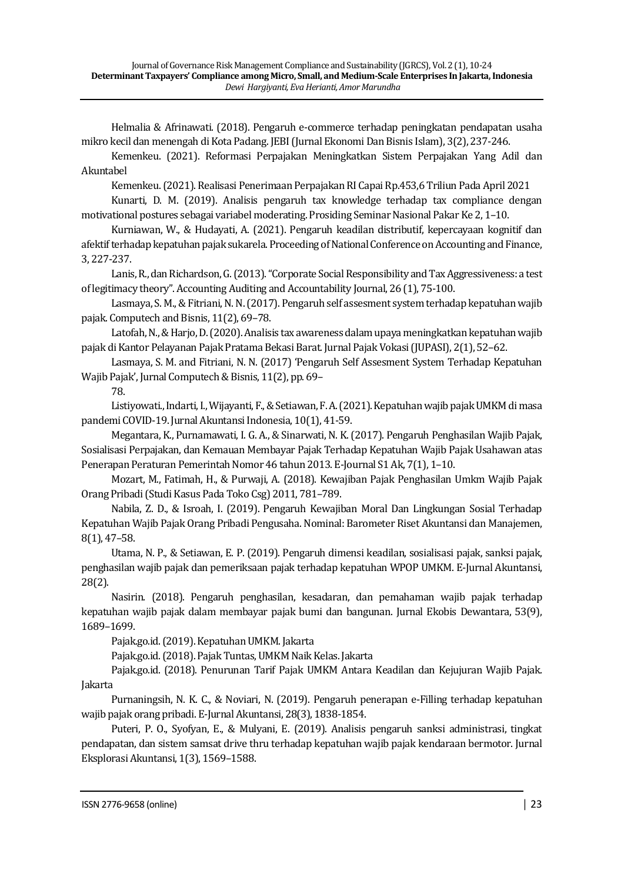Helmalia & Afrinawati. (2018). Pengaruh e-commerce terhadap peningkatan pendapatan usaha mikro kecil dan menengah di Kota Padang. JEBI (Jurnal Ekonomi Dan Bisnis Islam), 3(2), 237-246.

Kemenkeu. (2021). Reformasi Perpajakan Meningkatkan Sistem Perpajakan Yang Adil dan Akuntabel

Kemenkeu. (2021). Realisasi Penerimaan Perpajakan RI Capai Rp.453,6 Triliun Pada April 2021

Kunarti, D. M. (2019). Analisis pengaruh tax knowledge terhadap tax compliance dengan motivational postures sebagai variabel moderating. Prosiding Seminar Nasional Pakar Ke 2, 1–10.

Kurniawan, W., & Hudayati, A. (2021). Pengaruh keadilan distributif, kepercayaan kognitif dan afektif terhadap kepatuhan pajak sukarela. Proceeding of National Conference on Accounting and Finance, 3, 227-237.

Lanis, R., dan Richardson, G. (2013). "Corporate Social Responsibility and Tax Aggressiveness: a test of legitimacy theory". Accounting Auditing and Accountability Journal, 26 (1), 75-100.

Lasmaya, S. M., & Fitriani, N. N. (2017). Pengaruh self assesment system terhadap kepatuhan wajib pajak. Computech and Bisnis, 11(2), 69–78.

Latofah, N., & Harjo, D. (2020). Analisis tax awareness dalam upaya meningkatkan kepatuhan wajib pajak di Kantor Pelayanan Pajak Pratama Bekasi Barat. Jurnal Pajak Vokasi (JUPASI), 2(1), 52–62.

Lasmaya, S. M. and Fitriani, N. N. (2017) 'Pengaruh Self Assesment System Terhadap Kepatuhan Wajib Pajak', Jurnal Computech & Bisnis, 11(2), pp. 69–
78.

Listiyowati., Indarti, I., Wijayanti, F., & Setiawan, F. A. (2021). Kepatuhan wajib pajak UMKM di masa pandemi COVID-19. Jurnal Akuntansi Indonesia, 10(1), 41-59.

Megantara, K., Purnamawati, I. G. A., & Sinarwati, N. K. (2017). Pengaruh Penghasilan Wajib Pajak, Sosialisasi Perpajakan, dan Kemauan Membayar Pajak Terhadap Kepatuhan Wajib Pajak Usahawan atas Penerapan Peraturan Pemerintah Nomor 46 tahun 2013. E-Journal S1 Ak, 7(1), 1–10.

Mozart, M., Fatimah, H., & Purwaji, A. (2018). Kewajiban Pajak Penghasilan Umkm Wajib Pajak Orang Pribadi (Studi Kasus Pada Toko Csg) 2011, 781–789.

Nabila, Z. D., & Isroah, I. (2019). Pengaruh Kewajiban Moral Dan Lingkungan Sosial Terhadap Kepatuhan Wajib Pajak Orang Pribadi Pengusaha. Nominal: Barometer Riset Akuntansi dan Manajemen, 8(1), 47–58.

Utama, N. P., & Setiawan, E. P. (2019). Pengaruh dimensi keadilan, sosialisasi pajak, sanksi pajak, penghasilan wajib pajak dan pemeriksaan pajak terhadap kepatuhan WPOP UMKM. E-Jurnal Akuntansi, 28(2).

Nasirin. (2018). Pengaruh penghasilan, kesadaran, dan pemahaman wajib pajak terhadap kepatuhan wajib pajak dalam membayar pajak bumi dan bangunan. Jurnal Ekobis Dewantara, 53(9), 1689–1699.

Pajak.go.id. (2019). Kepatuhan UMKM. Jakarta

Pajak.go.id. (2018). Pajak Tuntas, UMKM Naik Kelas. Jakarta

Pajak.go.id. (2018). Penurunan Tarif Pajak UMKM Antara Keadilan dan Kejujuran Wajib Pajak. Jakarta

Purnaningsih, N. K. C., & Noviari, N. (2019). Pengaruh penerapan e-Filling terhadap kepatuhan wajib pajak orang pribadi. E-Jurnal Akuntansi, 28(3), 1838-1854.

Puteri, P. O., Syofyan, E., & Mulyani, E. (2019). Analisis pengaruh sanksi administrasi, tingkat pendapatan, dan sistem samsat drive thru terhadap kepatuhan wajib pajak kendaraan bermotor. Jurnal Eksplorasi Akuntansi, 1(3), 1569–1588.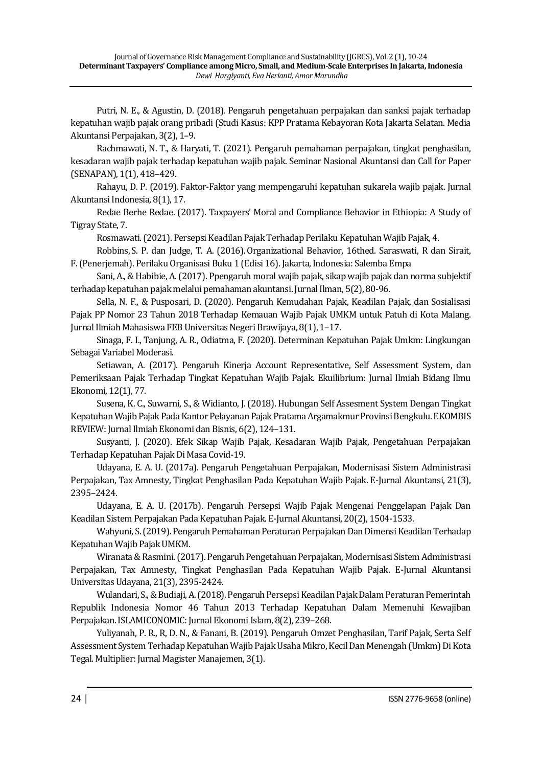Putri, N. E., & Agustin, D. (2018). Pengaruh pengetahuan perpajakan dan sanksi pajak terhadap kepatuhan wajib pajak orang pribadi (Studi Kasus: KPP Pratama Kebayoran Kota Jakarta Selatan. Media Akuntansi Perpajakan, 3(2), 1–9.

Rachmawati, N. T., & Haryati, T. (2021). Pengaruh pemahaman perpajakan, tingkat penghasilan, kesadaran wajib pajak terhadap kepatuhan wajib pajak. Seminar Nasional Akuntansi dan Call for Paper (SENAPAN), 1(1), 418–429.

Rahayu, D. P. (2019). Faktor-Faktor yang mempengaruhi kepatuhan sukarela wajib pajak. Jurnal Akuntansi Indonesia, 8(1), 17.

Redae Berhe Redae. (2017). Taxpayers' Moral and Compliance Behavior in Ethiopia: A Study of Tigray State, 7.

Rosmawati. (2021). Persepsi Keadilan Pajak Terhadap Perilaku Kepatuhan Wajib Pajak, 4.

Robbins, S. P. dan Judge, T. A. (2016). Organizational Behavior, 16thed. Saraswati, R dan Sirait, F. (Penerjemah). Perilaku Organisasi Buku 1 (Edisi 16). Jakarta, Indonesia: Salemba Empa

Sani, A., & Habibie, A. (2017). Ppengaruh moral wajib pajak, sikap wajib pajak dan norma subjektif terhadap kepatuhan pajak melalui pemahaman akuntansi. Jurnal Ilman, 5(2), 80-96.

Sella, N. F., & Pusposari, D. (2020). Pengaruh Kemudahan Pajak, Keadilan Pajak, dan Sosialisasi Pajak PP Nomor 23 Tahun 2018 Terhadap Kemauan Wajib Pajak UMKM untuk Patuh di Kota Malang. Jurnal Ilmiah Mahasiswa FEB Universitas Negeri Brawijaya, 8(1), 1–17.

Sinaga, F. I., Tanjung, A. R., Odiatma, F. (2020). Determinan Kepatuhan Pajak Umkm: Lingkungan Sebagai Variabel Moderasi.

Setiawan, A. (2017). Pengaruh Kinerja Account Representative, Self Assessment System, dan Pemeriksaan Pajak Terhadap Tingkat Kepatuhan Wajib Pajak. Ekuilibrium: Jurnal Ilmiah Bidang Ilmu Ekonomi, 12(1), 77.

Susena, K. C., Suwarni, S., & Widianto, J. (2018). Hubungan Self Assesment System Dengan Tingkat Kepatuhan Wajib Pajak Pada Kantor Pelayanan Pajak Pratama Argamakmur Provinsi Bengkulu. EKOMBIS REVIEW: Jurnal Ilmiah Ekonomi dan Bisnis, 6(2), 124–131.

Susyanti, J. (2020). Efek Sikap Wajib Pajak, Kesadaran Wajib Pajak, Pengetahuan Perpajakan Terhadap Kepatuhan Pajak Di Masa Covid-19.

Udayana, E. A. U. (2017a). Pengaruh Pengetahuan Perpajakan, Modernisasi Sistem Administrasi Perpajakan, Tax Amnesty, Tingkat Penghasilan Pada Kepatuhan Wajib Pajak. E-Jurnal Akuntansi, 21(3), 2395–2424.

Udayana, E. A. U. (2017b). Pengaruh Persepsi Wajib Pajak Mengenai Penggelapan Pajak Dan Keadilan Sistem Perpajakan Pada Kepatuhan Pajak. E-Jurnal Akuntansi, 20(2), 1504-1533.

Wahyuni, S. (2019). Pengaruh Pemahaman Peraturan Perpajakan Dan Dimensi Keadilan Terhadap Kepatuhan Wajib Pajak UMKM.

Wiranata & Rasmini. (2017). Pengaruh Pengetahuan Perpajakan, Modernisasi Sistem Administrasi Perpajakan, Tax Amnesty, Tingkat Penghasilan Pada Kepatuhan Wajib Pajak. E-Jurnal Akuntansi Universitas Udayana, 21(3), 2395-2424.

Wulandari, S., & Budiaji, A. (2018). Pengaruh Persepsi Keadilan Pajak Dalam Peraturan Pemerintah Republik Indonesia Nomor 46 Tahun 2013 Terhadap Kepatuhan Dalam Memenuhi Kewajiban Perpajakan. ISLAMICONOMIC: Jurnal Ekonomi Islam, 8(2), 239–268.

Yuliyanah, P. R., R, D. N., & Fanani, B. (2019). Pengaruh Omzet Penghasilan, Tarif Pajak, Serta Self Assessment System Terhadap Kepatuhan Wajib Pajak Usaha Mikro, Kecil Dan Menengah (Umkm) Di Kota Tegal. Multiplier: Jurnal Magister Manajemen, 3(1).